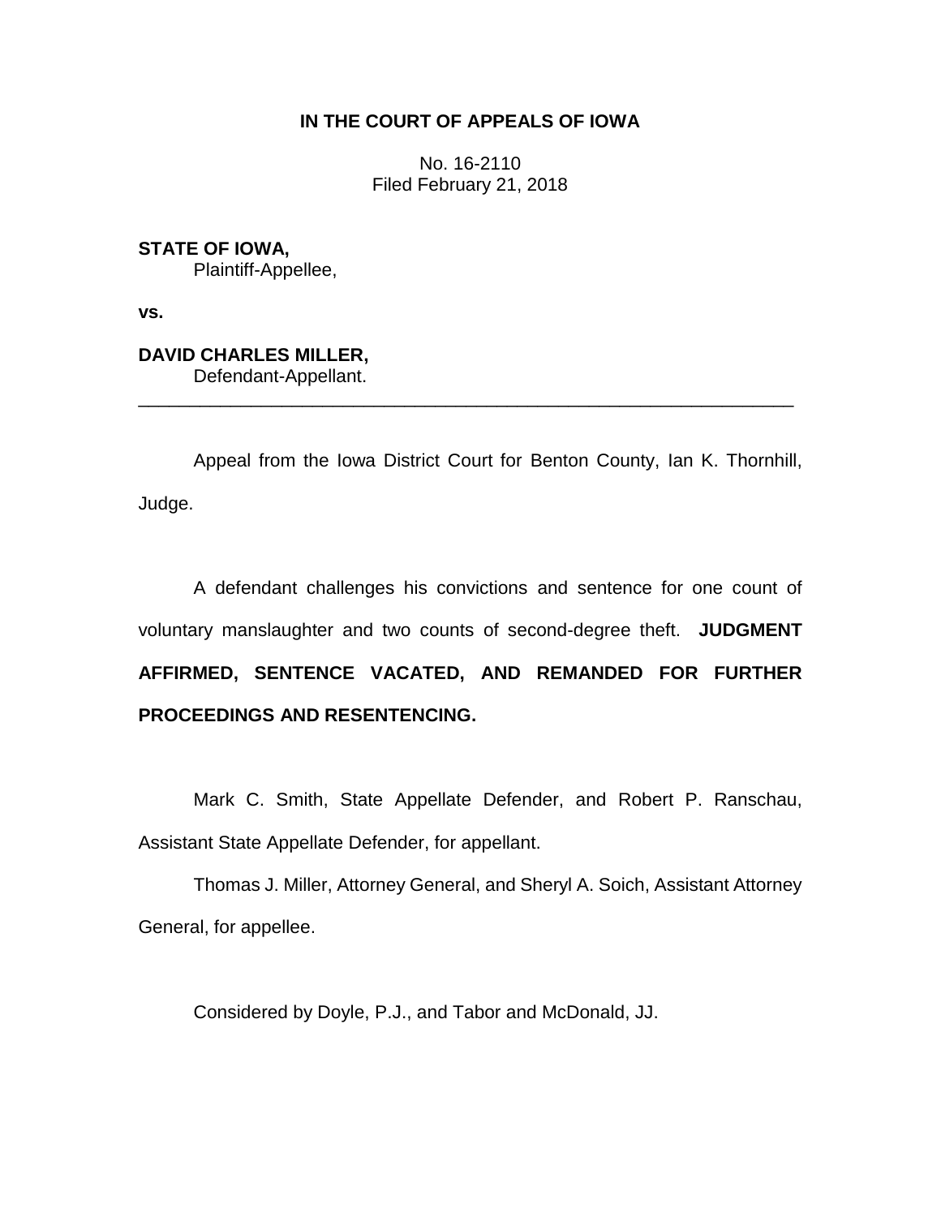**IN THE COURT OF APPEALS OF IOWA**

No. 16-2110
Filed February 21, 2018

**STATE OF IOWA,**
Plaintiff-Appellee,

**vs.**

**DAVID CHARLES MILLER,**
Defendant-Appellant.

---

Appeal from the Iowa District Court for Benton County, Ian K. Thornhill, Judge.

A defendant challenges his convictions and sentence for one count of voluntary manslaughter and two counts of second-degree theft. **JUDGMENT AFFIRMED, SENTENCE VACATED, AND REMANDED FOR FURTHER PROCEEDINGS AND RESENTENCING.**

Mark C. Smith, State Appellate Defender, and Robert P. Ranschau, Assistant State Appellate Defender, for appellant.

Thomas J. Miller, Attorney General, and Sheryl A. Soich, Assistant Attorney General, for appellee.

Considered by Doyle, P.J., and Tabor and McDonald, JJ.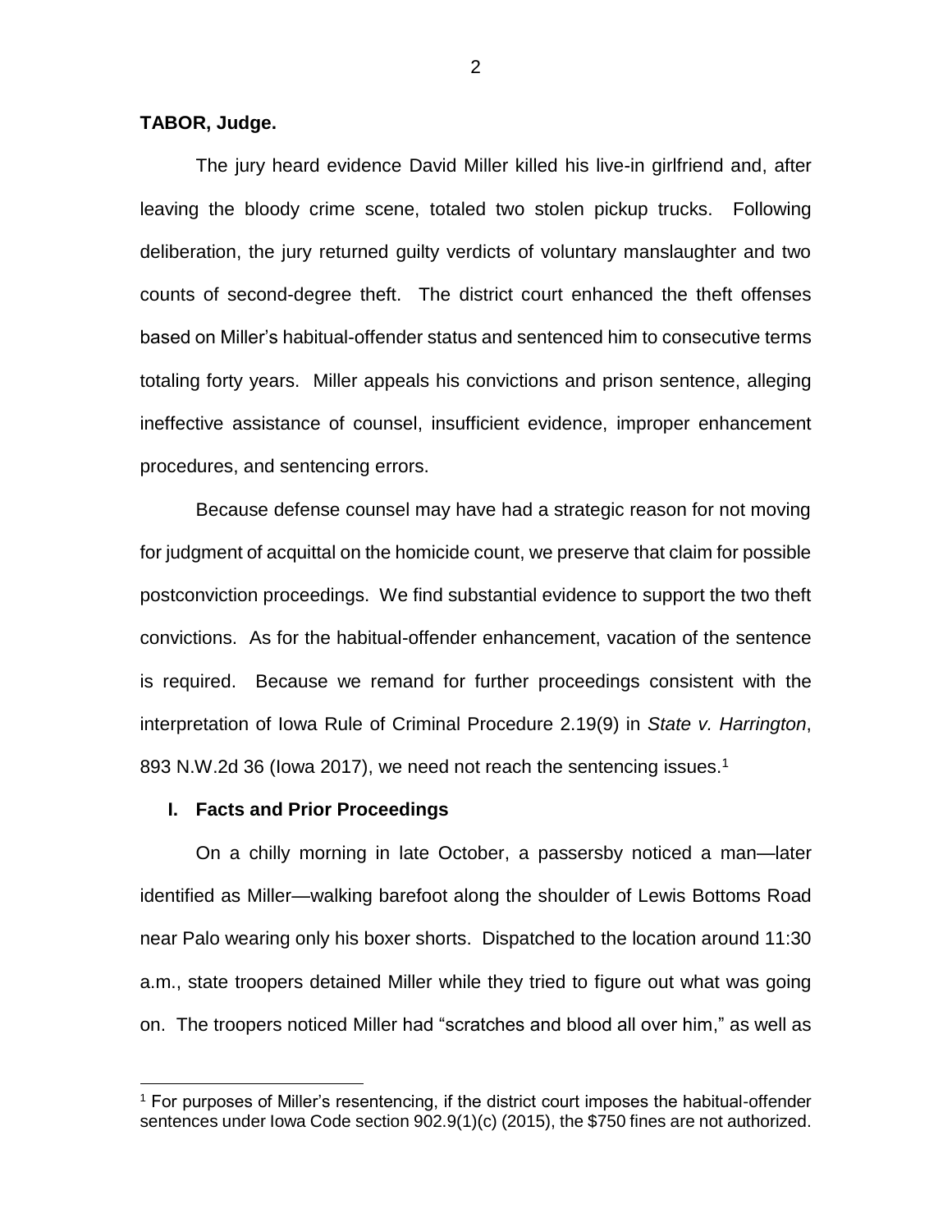**TABOR, Judge.**

The jury heard evidence David Miller killed his live-in girlfriend and, after leaving the bloody crime scene, totaled two stolen pickup trucks. Following deliberation, the jury returned guilty verdicts of voluntary manslaughter and two counts of second-degree theft. The district court enhanced the theft offenses based on Miller's habitual-offender status and sentenced him to consecutive terms totaling forty years. Miller appeals his convictions and prison sentence, alleging ineffective assistance of counsel, insufficient evidence, improper enhancement procedures, and sentencing errors.

Because defense counsel may have had a strategic reason for not moving for judgment of acquittal on the homicide count, we preserve that claim for possible postconviction proceedings. We find substantial evidence to support the two theft convictions. As for the habitual-offender enhancement, vacation of the sentence is required. Because we remand for further proceedings consistent with the interpretation of Iowa Rule of Criminal Procedure 2.19(9) in *State v. Harrington*, 893 N.W.2d 36 (Iowa 2017), we need not reach the sentencing issues.[1]

## I. Facts and Prior Proceedings

On a chilly morning in late October, a passersby noticed a man—later identified as Miller—walking barefoot along the shoulder of Lewis Bottoms Road near Palo wearing only his boxer shorts. Dispatched to the location around 11:30 a.m., state troopers detained Miller while they tried to figure out what was going on. The troopers noticed Miller had "scratches and blood all over him," as well as

[1] For purposes of Miller's resentencing, if the district court imposes the habitual-offender sentences under Iowa Code section 902.9(1)(c) (2015), the $750 fines are not authorized.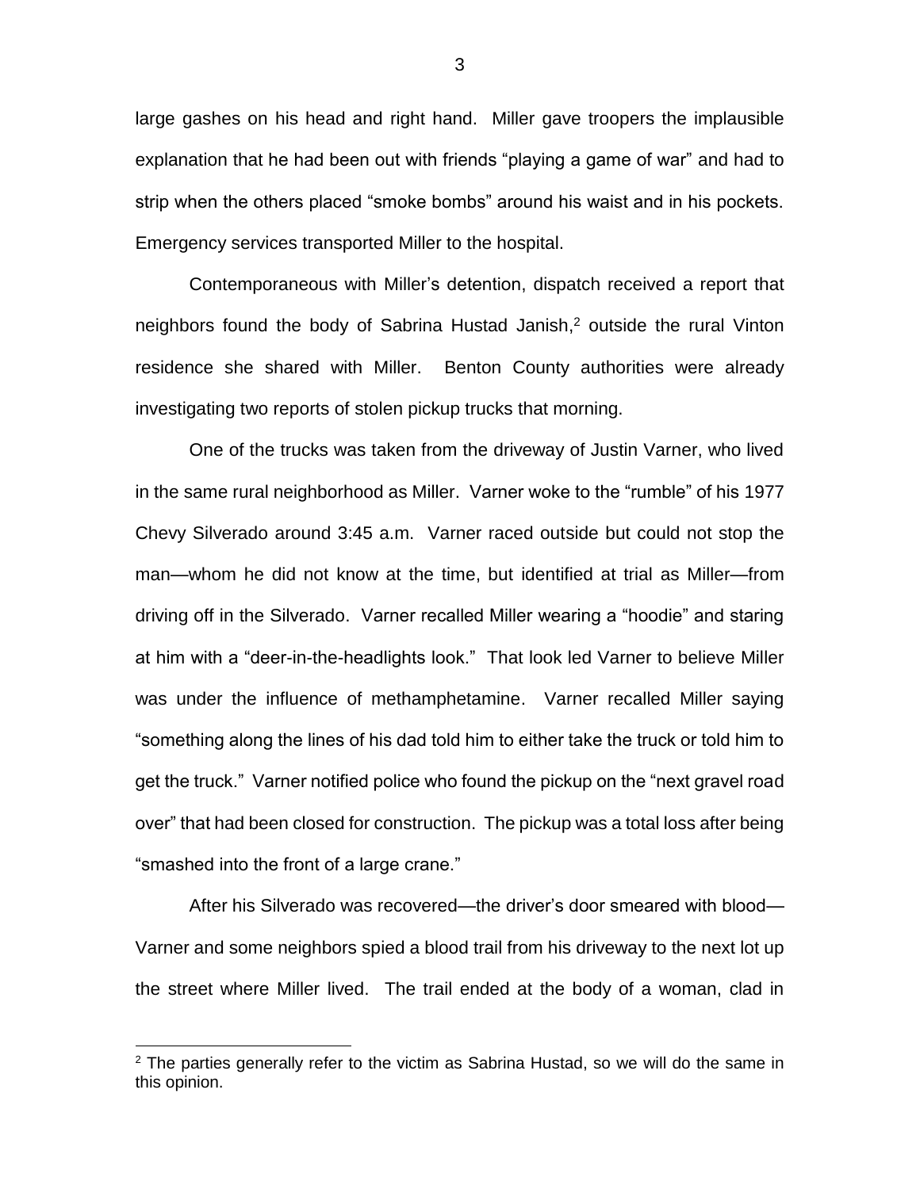large gashes on his head and right hand. Miller gave troopers the implausible explanation that he had been out with friends "playing a game of war" and had to strip when the others placed "smoke bombs" around his waist and in his pockets. Emergency services transported Miller to the hospital.

Contemporaneous with Miller's detention, dispatch received a report that neighbors found the body of Sabrina Hustad Janish,[2] outside the rural Vinton residence she shared with Miller. Benton County authorities were already investigating two reports of stolen pickup trucks that morning.

One of the trucks was taken from the driveway of Justin Varner, who lived in the same rural neighborhood as Miller. Varner woke to the "rumble" of his 1977 Chevy Silverado around 3:45 a.m. Varner raced outside but could not stop the man—whom he did not know at the time, but identified at trial as Miller—from driving off in the Silverado. Varner recalled Miller wearing a "hoodie" and staring at him with a "deer-in-the-headlights look." That look led Varner to believe Miller was under the influence of methamphetamine. Varner recalled Miller saying "something along the lines of his dad told him to either take the truck or told him to get the truck." Varner notified police who found the pickup on the "next gravel road over" that had been closed for construction. The pickup was a total loss after being "smashed into the front of a large crane."

After his Silverado was recovered—the driver's door smeared with blood—Varner and some neighbors spied a blood trail from his driveway to the next lot up the street where Miller lived. The trail ended at the body of a woman, clad in

[2] The parties generally refer to the victim as Sabrina Hustad, so we will do the same in this opinion.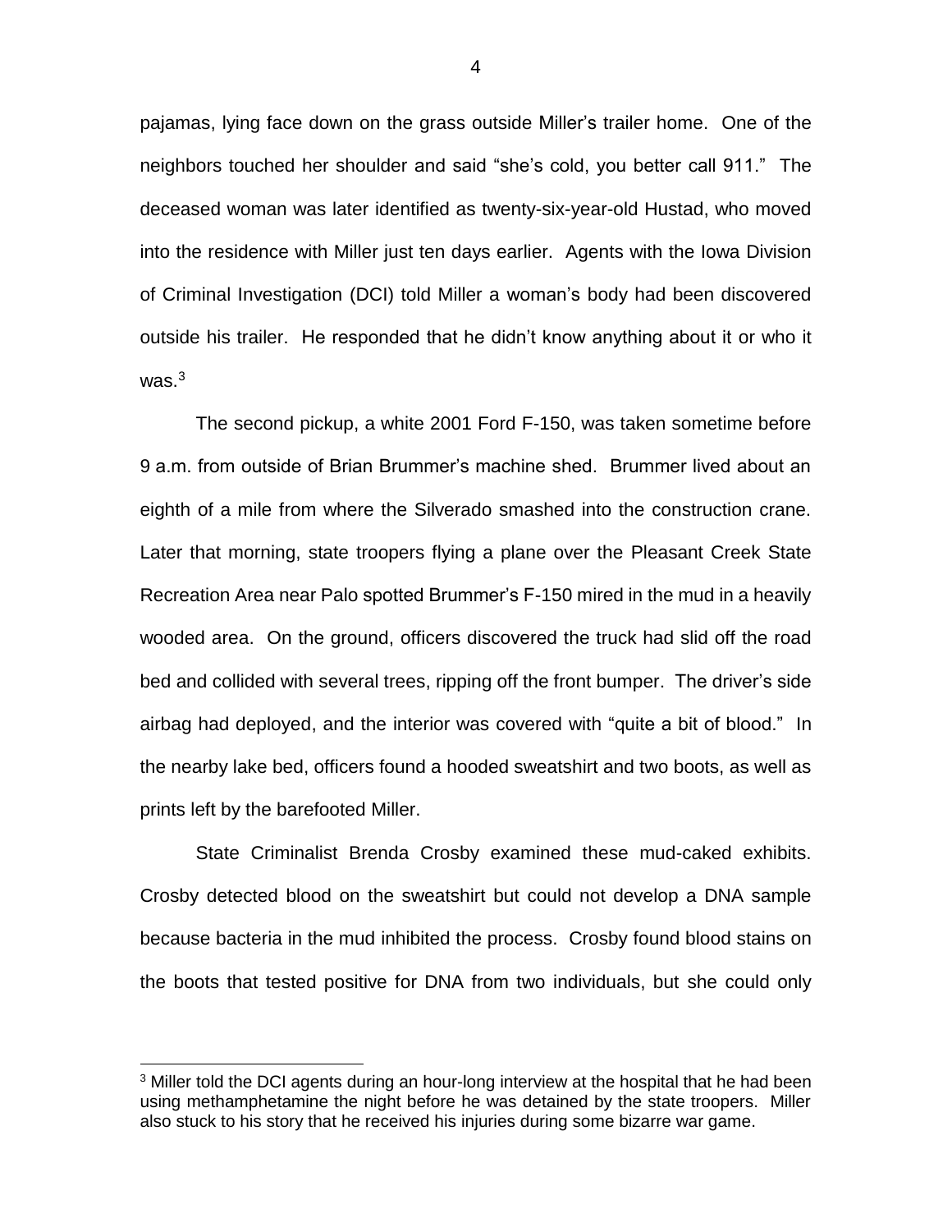pajamas, lying face down on the grass outside Miller's trailer home. One of the neighbors touched her shoulder and said "she's cold, you better call 911." The deceased woman was later identified as twenty-six-year-old Hustad, who moved into the residence with Miller just ten days earlier. Agents with the Iowa Division of Criminal Investigation (DCI) told Miller a woman's body had been discovered outside his trailer. He responded that he didn't know anything about it or who it was.[3]

The second pickup, a white 2001 Ford F-150, was taken sometime before 9 a.m. from outside of Brian Brummer's machine shed. Brummer lived about an eighth of a mile from where the Silverado smashed into the construction crane. Later that morning, state troopers flying a plane over the Pleasant Creek State Recreation Area near Palo spotted Brummer's F-150 mired in the mud in a heavily wooded area. On the ground, officers discovered the truck had slid off the road bed and collided with several trees, ripping off the front bumper. The driver's side airbag had deployed, and the interior was covered with "quite a bit of blood." In the nearby lake bed, officers found a hooded sweatshirt and two boots, as well as prints left by the barefooted Miller.

State Criminalist Brenda Crosby examined these mud-caked exhibits. Crosby detected blood on the sweatshirt but could not develop a DNA sample because bacteria in the mud inhibited the process. Crosby found blood stains on the boots that tested positive for DNA from two individuals, but she could only

---

[3] Miller told the DCI agents during an hour-long interview at the hospital that he had been using methamphetamine the night before he was detained by the state troopers. Miller also stuck to his story that he received his injuries during some bizarre war game.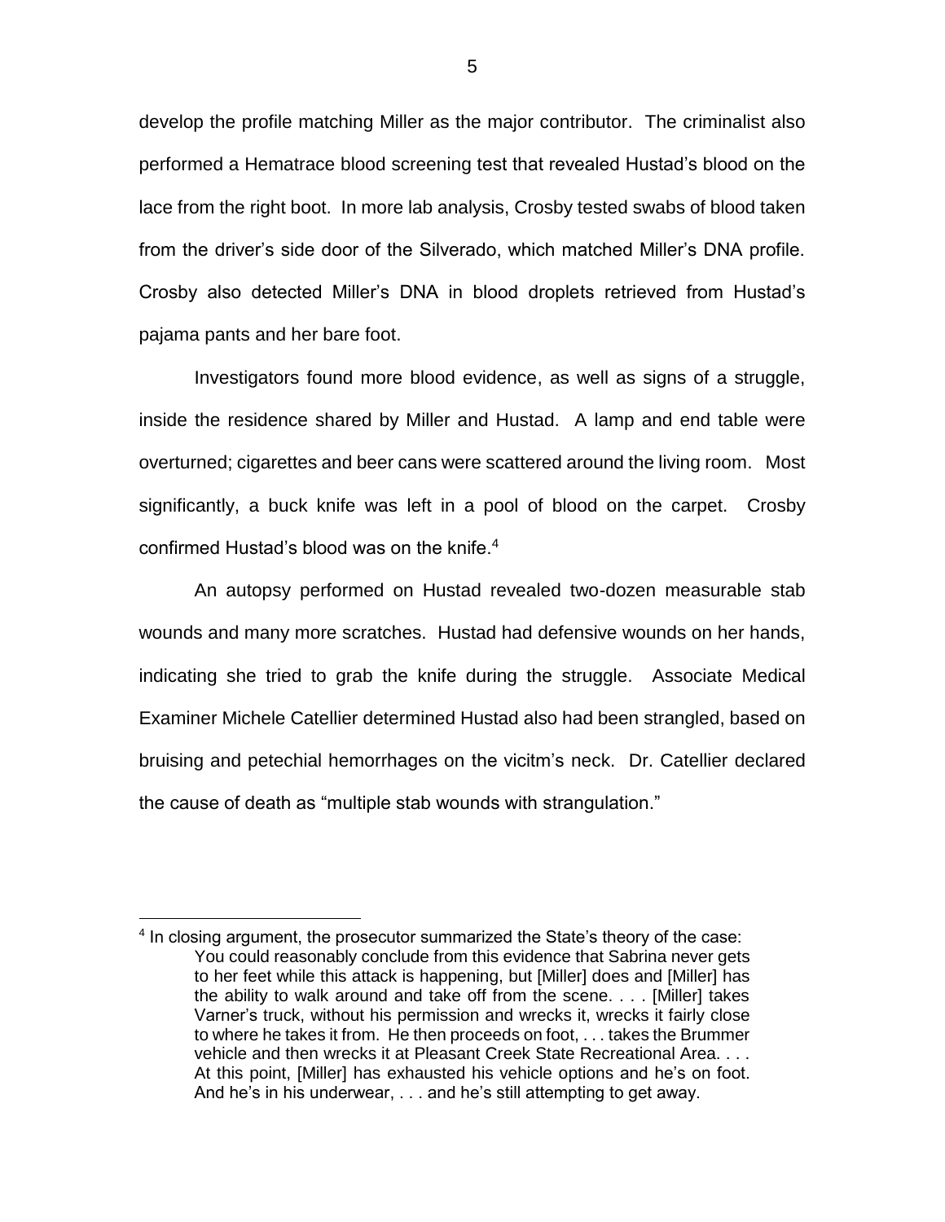develop the profile matching Miller as the major contributor. The criminalist also performed a Hematrace blood screening test that revealed Hustad's blood on the lace from the right boot. In more lab analysis, Crosby tested swabs of blood taken from the driver's side door of the Silverado, which matched Miller's DNA profile. Crosby also detected Miller's DNA in blood droplets retrieved from Hustad's pajama pants and her bare foot.

Investigators found more blood evidence, as well as signs of a struggle, inside the residence shared by Miller and Hustad. A lamp and end table were overturned; cigarettes and beer cans were scattered around the living room. Most significantly, a buck knife was left in a pool of blood on the carpet. Crosby confirmed Hustad's blood was on the knife.[4]

An autopsy performed on Hustad revealed two-dozen measurable stab wounds and many more scratches. Hustad had defensive wounds on her hands, indicating she tried to grab the knife during the struggle. Associate Medical Examiner Michele Catellier determined Hustad also had been strangled, based on bruising and petechial hemorrhages on the vicitm's neck. Dr. Catellier declared the cause of death as "multiple stab wounds with strangulation."

---

[4] In closing argument, the prosecutor summarized the State's theory of the case:

> You could reasonably conclude from this evidence that Sabrina never gets to her feet while this attack is happening, but [Miller] does and [Miller] has the ability to walk around and take off from the scene. . . . [Miller] takes Varner's truck, without his permission and wrecks it, wrecks it fairly close to where he takes it from. He then proceeds on foot, . . . takes the Brummer vehicle and then wrecks it at Pleasant Creek State Recreational Area. . . . At this point, [Miller] has exhausted his vehicle options and he's on foot. And he's in his underwear, . . . and he's still attempting to get away.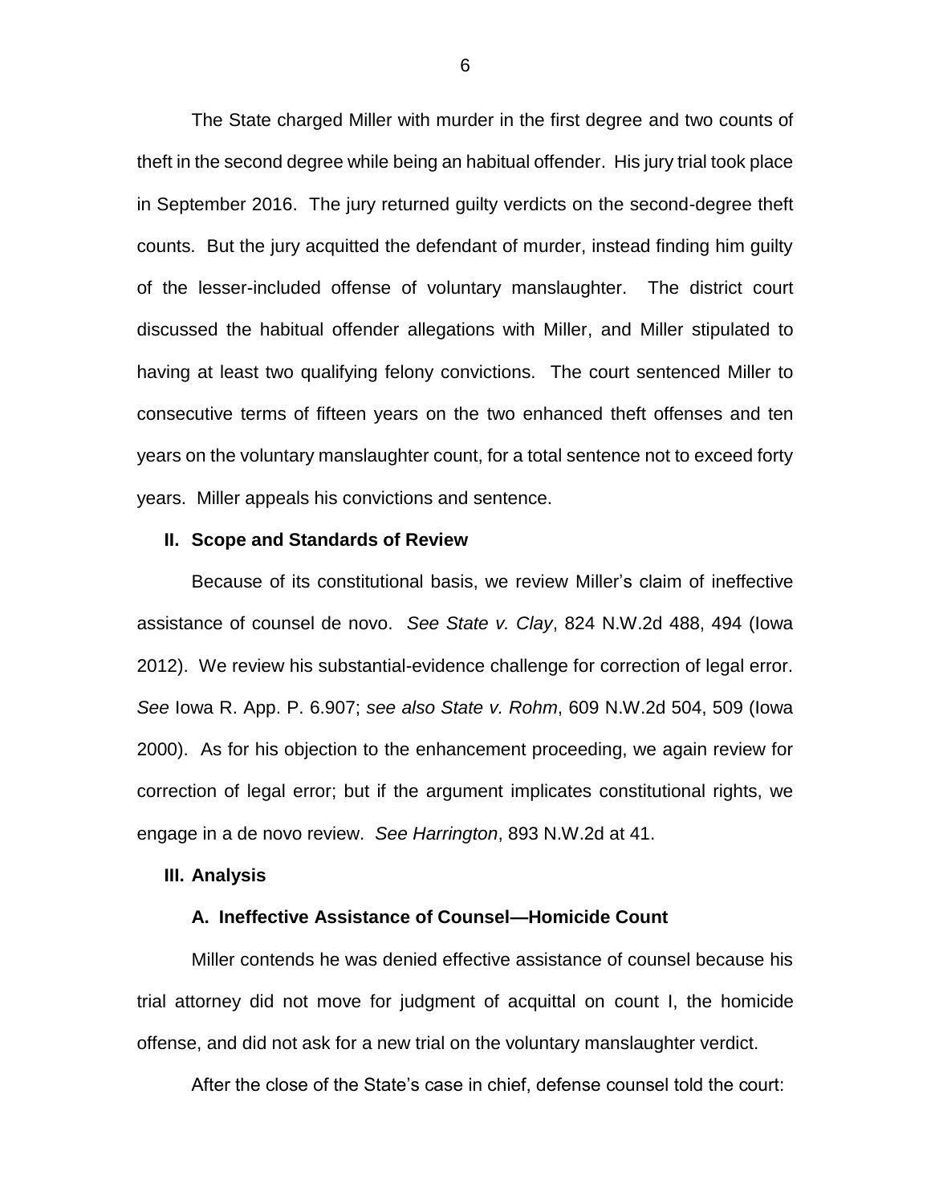The State charged Miller with murder in the first degree and two counts of theft in the second degree while being an habitual offender. His jury trial took place in September 2016. The jury returned guilty verdicts on the second-degree theft counts. But the jury acquitted the defendant of murder, instead finding him guilty of the lesser-included offense of voluntary manslaughter. The district court discussed the habitual offender allegations with Miller, and Miller stipulated to having at least two qualifying felony convictions. The court sentenced Miller to consecutive terms of fifteen years on the two enhanced theft offenses and ten years on the voluntary manslaughter count, for a total sentence not to exceed forty years. Miller appeals his convictions and sentence.

## II. Scope and Standards of Review

Because of its constitutional basis, we review Miller's claim of ineffective assistance of counsel de novo. *See State v. Clay*, 824 N.W.2d 488, 494 (Iowa 2012). We review his substantial-evidence challenge for correction of legal error. *See* Iowa R. App. P. 6.907; *see also State v. Rohm*, 609 N.W.2d 504, 509 (Iowa 2000). As for his objection to the enhancement proceeding, we again review for correction of legal error; but if the argument implicates constitutional rights, we engage in a de novo review. *See Harrington*, 893 N.W.2d at 41.

## III. Analysis

### A. Ineffective Assistance of Counsel—Homicide Count

Miller contends he was denied effective assistance of counsel because his trial attorney did not move for judgment of acquittal on count I, the homicide offense, and did not ask for a new trial on the voluntary manslaughter verdict.

After the close of the State's case in chief, defense counsel told the court: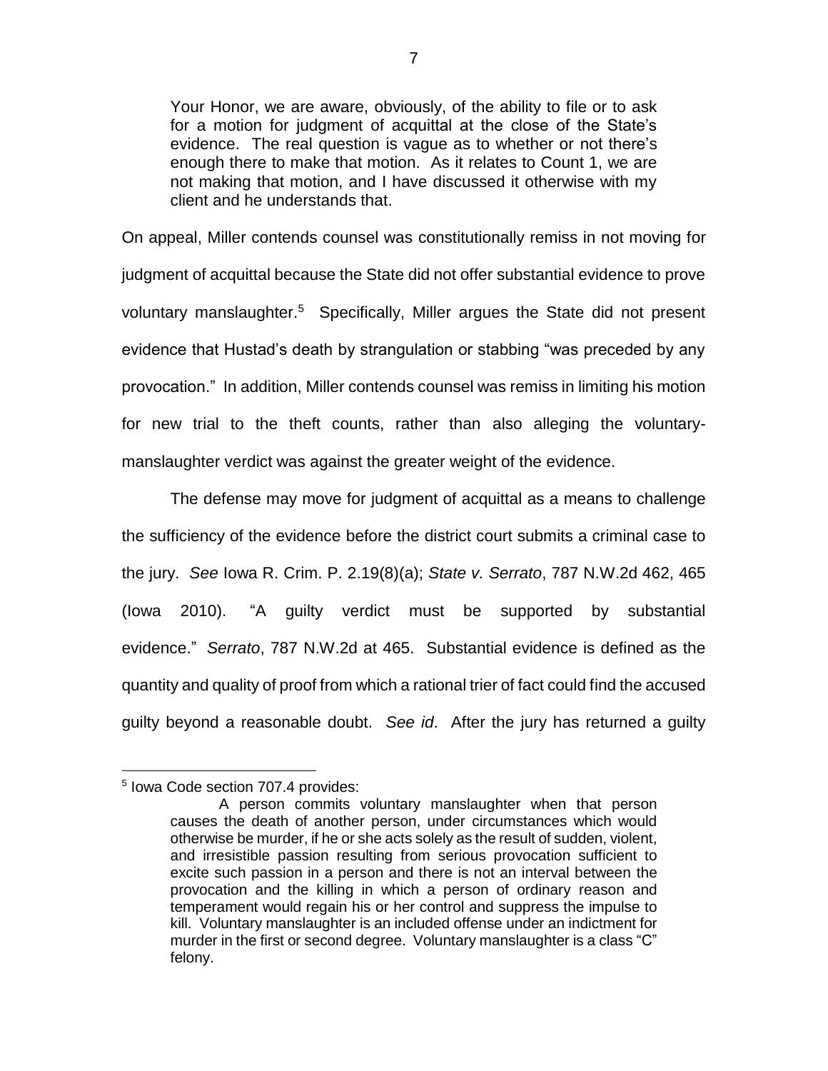> Your Honor, we are aware, obviously, of the ability to file or to ask for a motion for judgment of acquittal at the close of the State's evidence. The real question is vague as to whether or not there's enough there to make that motion. As it relates to Count 1, we are not making that motion, and I have discussed it otherwise with my client and he understands that.

On appeal, Miller contends counsel was constitutionally remiss in not moving for judgment of acquittal because the State did not offer substantial evidence to prove voluntary manslaughter.[5] Specifically, Miller argues the State did not present evidence that Hustad's death by strangulation or stabbing "was preceded by any provocation." In addition, Miller contends counsel was remiss in limiting his motion for new trial to the theft counts, rather than also alleging the voluntary-manslaughter verdict was against the greater weight of the evidence.

The defense may move for judgment of acquittal as a means to challenge the sufficiency of the evidence before the district court submits a criminal case to the jury. *See* Iowa R. Crim. P. 2.19(8)(a); *State v. Serrato*, 787 N.W.2d 462, 465 (Iowa 2010). "A guilty verdict must be supported by substantial evidence." *Serrato*, 787 N.W.2d at 465. Substantial evidence is defined as the quantity and quality of proof from which a rational trier of fact could find the accused guilty beyond a reasonable doubt. *See id*. After the jury has returned a guilty

---

[5] Iowa Code section 707.4 provides:

> A person commits voluntary manslaughter when that person causes the death of another person, under circumstances which would otherwise be murder, if he or she acts solely as the result of sudden, violent, and irresistible passion resulting from serious provocation sufficient to excite such passion in a person and there is not an interval between the provocation and the killing in which a person of ordinary reason and temperament would regain his or her control and suppress the impulse to kill. Voluntary manslaughter is an included offense under an indictment for murder in the first or second degree. Voluntary manslaughter is a class "C" felony.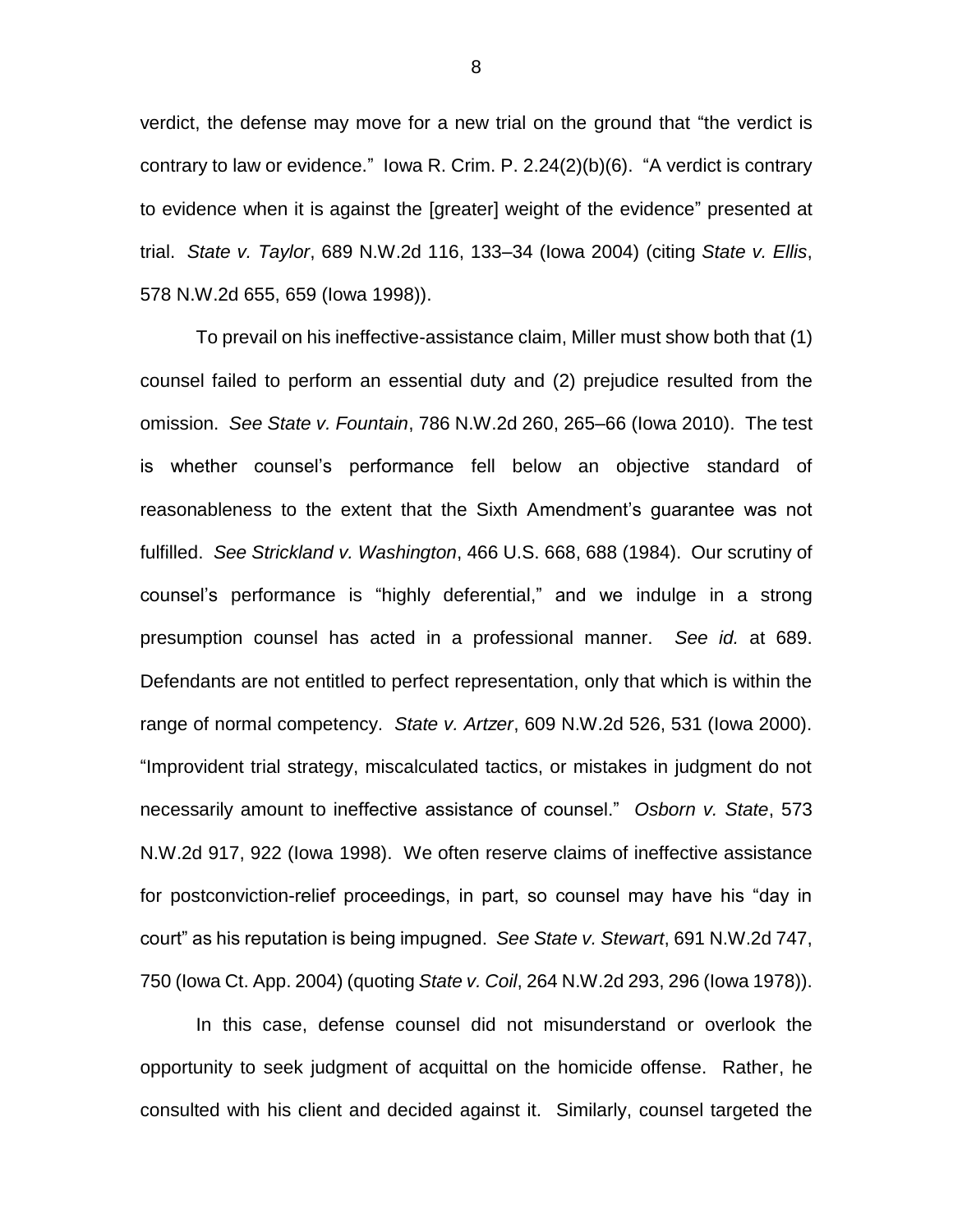verdict, the defense may move for a new trial on the ground that "the verdict is contrary to law or evidence." Iowa R. Crim. P. 2.24(2)(b)(6). "A verdict is contrary to evidence when it is against the [greater] weight of the evidence" presented at trial. *State v. Taylor*, 689 N.W.2d 116, 133–34 (Iowa 2004) (citing *State v. Ellis*, 578 N.W.2d 655, 659 (Iowa 1998)).

To prevail on his ineffective-assistance claim, Miller must show both that (1) counsel failed to perform an essential duty and (2) prejudice resulted from the omission. *See State v. Fountain*, 786 N.W.2d 260, 265–66 (Iowa 2010). The test is whether counsel's performance fell below an objective standard of reasonableness to the extent that the Sixth Amendment's guarantee was not fulfilled. *See Strickland v. Washington*, 466 U.S. 668, 688 (1984). Our scrutiny of counsel's performance is "highly deferential," and we indulge in a strong presumption counsel has acted in a professional manner. *See id.* at 689. Defendants are not entitled to perfect representation, only that which is within the range of normal competency. *State v. Artzer*, 609 N.W.2d 526, 531 (Iowa 2000). "Improvident trial strategy, miscalculated tactics, or mistakes in judgment do not necessarily amount to ineffective assistance of counsel." *Osborn v. State*, 573 N.W.2d 917, 922 (Iowa 1998). We often reserve claims of ineffective assistance for postconviction-relief proceedings, in part, so counsel may have his "day in court" as his reputation is being impugned. *See State v. Stewart*, 691 N.W.2d 747, 750 (Iowa Ct. App. 2004) (quoting *State v. Coil*, 264 N.W.2d 293, 296 (Iowa 1978)).

In this case, defense counsel did not misunderstand or overlook the opportunity to seek judgment of acquittal on the homicide offense. Rather, he consulted with his client and decided against it. Similarly, counsel targeted the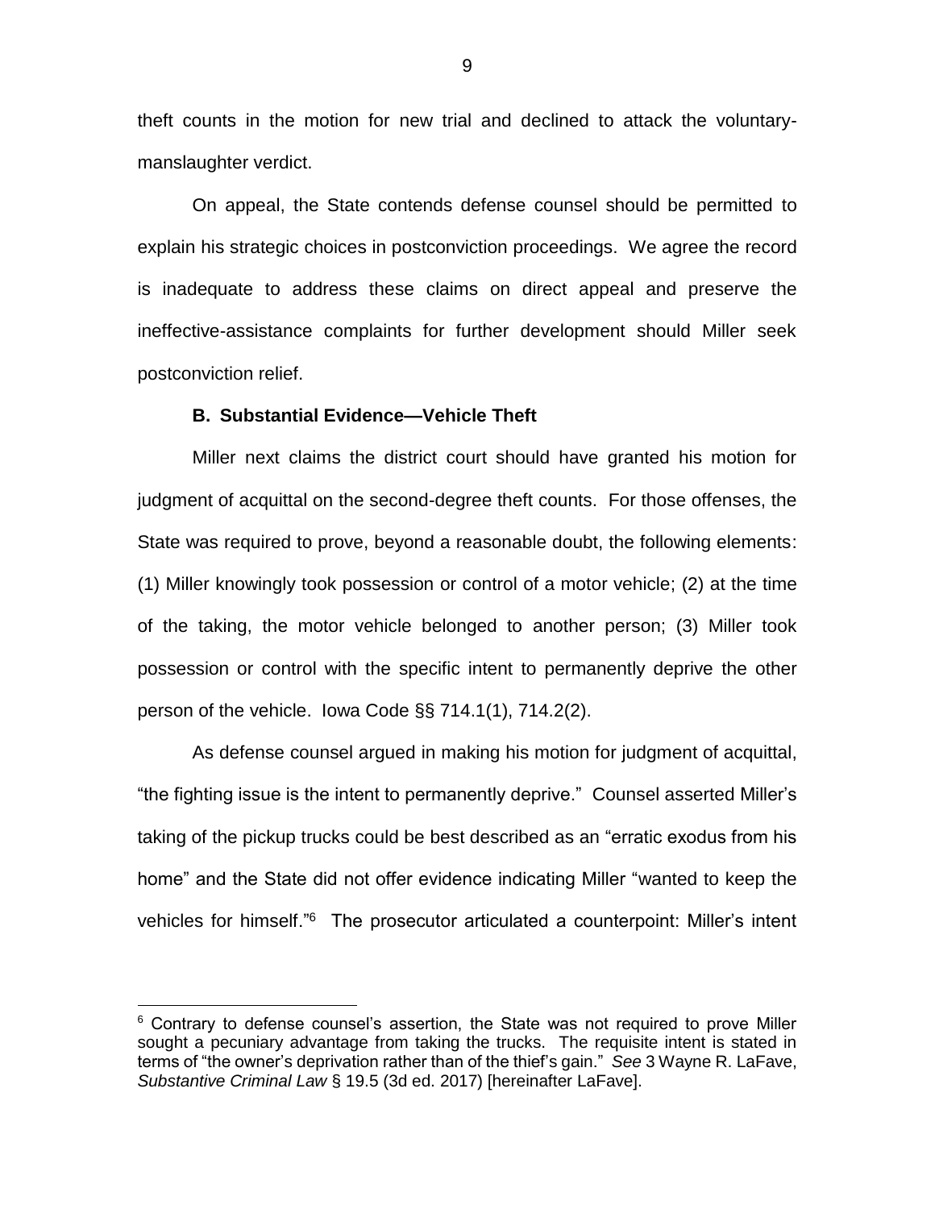theft counts in the motion for new trial and declined to attack the voluntary-manslaughter verdict.

On appeal, the State contends defense counsel should be permitted to explain his strategic choices in postconviction proceedings. We agree the record is inadequate to address these claims on direct appeal and preserve the ineffective-assistance complaints for further development should Miller seek postconviction relief.

### B. Substantial Evidence—Vehicle Theft

Miller next claims the district court should have granted his motion for judgment of acquittal on the second-degree theft counts. For those offenses, the State was required to prove, beyond a reasonable doubt, the following elements: (1) Miller knowingly took possession or control of a motor vehicle; (2) at the time of the taking, the motor vehicle belonged to another person; (3) Miller took possession or control with the specific intent to permanently deprive the other person of the vehicle. Iowa Code §§ 714.1(1), 714.2(2).

As defense counsel argued in making his motion for judgment of acquittal, "the fighting issue is the intent to permanently deprive." Counsel asserted Miller's taking of the pickup trucks could be best described as an "erratic exodus from his home" and the State did not offer evidence indicating Miller "wanted to keep the vehicles for himself."[6] The prosecutor articulated a counterpoint: Miller's intent

[6] Contrary to defense counsel's assertion, the State was not required to prove Miller sought a pecuniary advantage from taking the trucks. The requisite intent is stated in terms of "the owner's deprivation rather than of the thief's gain." *See* 3 Wayne R. LaFave, *Substantive Criminal Law* § 19.5 (3d ed. 2017) [hereinafter LaFave].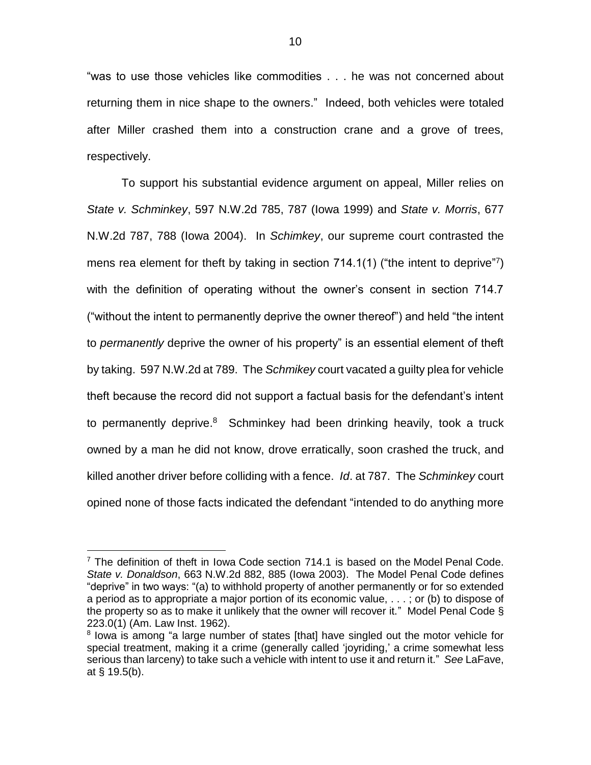"was to use those vehicles like commodities . . . he was not concerned about returning them in nice shape to the owners." Indeed, both vehicles were totaled after Miller crashed them into a construction crane and a grove of trees, respectively.

To support his substantial evidence argument on appeal, Miller relies on *State v. Schminkey*, 597 N.W.2d 785, 787 (Iowa 1999) and *State v. Morris*, 677 N.W.2d 787, 788 (Iowa 2004). In *Schimkey*, our supreme court contrasted the mens rea element for theft by taking in section 714.1(1) ("the intent to deprive"[7]) with the definition of operating without the owner's consent in section 714.7 ("without the intent to permanently deprive the owner thereof") and held "the intent to *permanently* deprive the owner of his property" is an essential element of theft by taking. 597 N.W.2d at 789. The *Schmikey* court vacated a guilty plea for vehicle theft because the record did not support a factual basis for the defendant's intent to permanently deprive.[8] Schminkey had been drinking heavily, took a truck owned by a man he did not know, drove erratically, soon crashed the truck, and killed another driver before colliding with a fence. *Id*. at 787. The *Schminkey* court opined none of those facts indicated the defendant "intended to do anything more

---

[7] The definition of theft in Iowa Code section 714.1 is based on the Model Penal Code. *State v. Donaldson*, 663 N.W.2d 882, 885 (Iowa 2003). The Model Penal Code defines "deprive" in two ways: "(a) to withhold property of another permanently or for so extended a period as to appropriate a major portion of its economic value, . . . ; or (b) to dispose of the property so as to make it unlikely that the owner will recover it." Model Penal Code § 223.0(1) (Am. Law Inst. 1962).

[8] Iowa is among "a large number of states [that] have singled out the motor vehicle for special treatment, making it a crime (generally called 'joyriding,' a crime somewhat less serious than larceny) to take such a vehicle with intent to use it and return it." *See* LaFave, at § 19.5(b).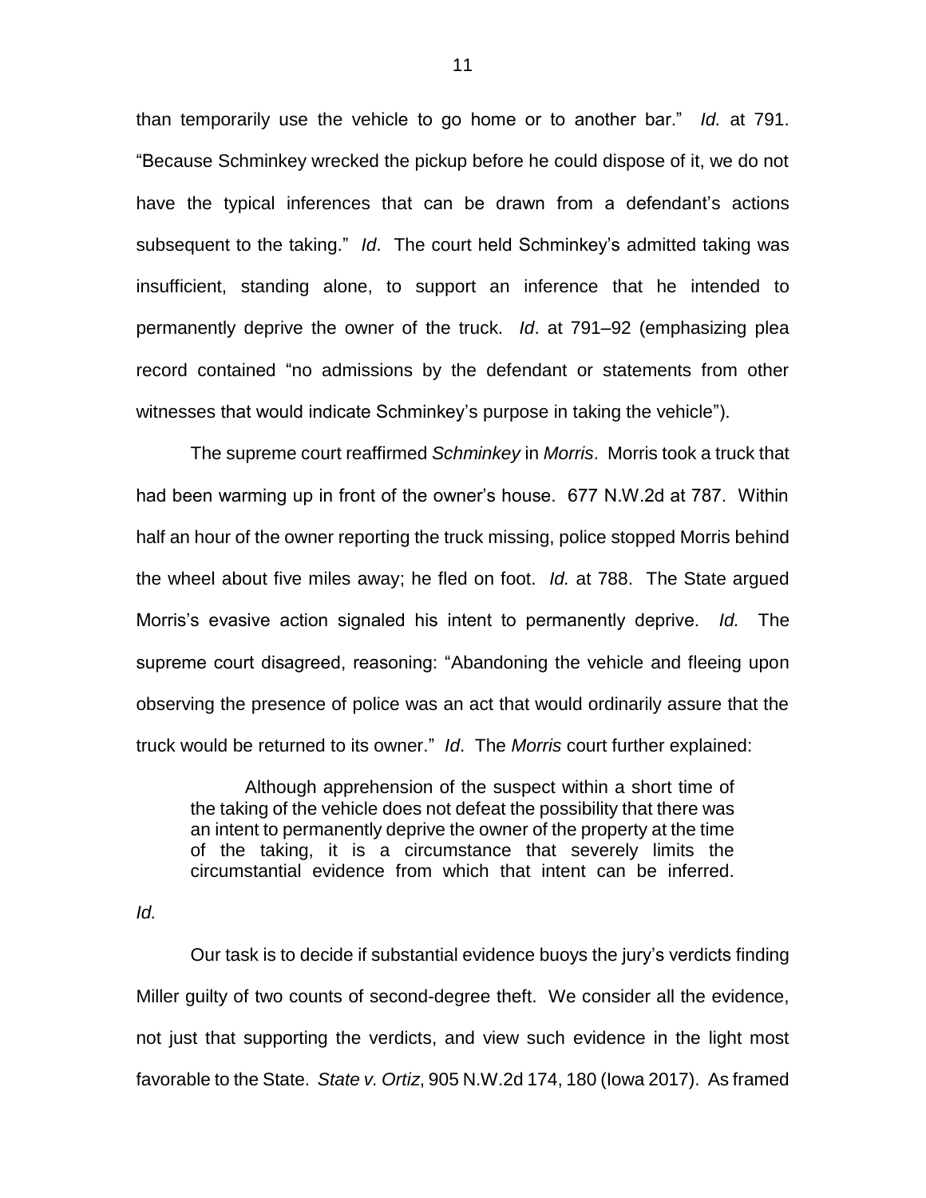than temporarily use the vehicle to go home or to another bar." *Id.* at 791. "Because Schminkey wrecked the pickup before he could dispose of it, we do not have the typical inferences that can be drawn from a defendant's actions subsequent to the taking." *Id*. The court held Schminkey's admitted taking was insufficient, standing alone, to support an inference that he intended to permanently deprive the owner of the truck. *Id*. at 791–92 (emphasizing plea record contained "no admissions by the defendant or statements from other witnesses that would indicate Schminkey's purpose in taking the vehicle").

The supreme court reaffirmed *Schminkey* in *Morris*. Morris took a truck that had been warming up in front of the owner's house. 677 N.W.2d at 787. Within half an hour of the owner reporting the truck missing, police stopped Morris behind the wheel about five miles away; he fled on foot. *Id.* at 788. The State argued Morris's evasive action signaled his intent to permanently deprive. *Id.* The supreme court disagreed, reasoning: "Abandoning the vehicle and fleeing upon observing the presence of police was an act that would ordinarily assure that the truck would be returned to its owner." *Id*. The *Morris* court further explained:

> Although apprehension of the suspect within a short time of the taking of the vehicle does not defeat the possibility that there was an intent to permanently deprive the owner of the property at the time of the taking, it is a circumstance that severely limits the circumstantial evidence from which that intent can be inferred.

*Id.*

Our task is to decide if substantial evidence buoys the jury's verdicts finding Miller guilty of two counts of second-degree theft. We consider all the evidence, not just that supporting the verdicts, and view such evidence in the light most favorable to the State. *State v. Ortiz*, 905 N.W.2d 174, 180 (Iowa 2017). As framed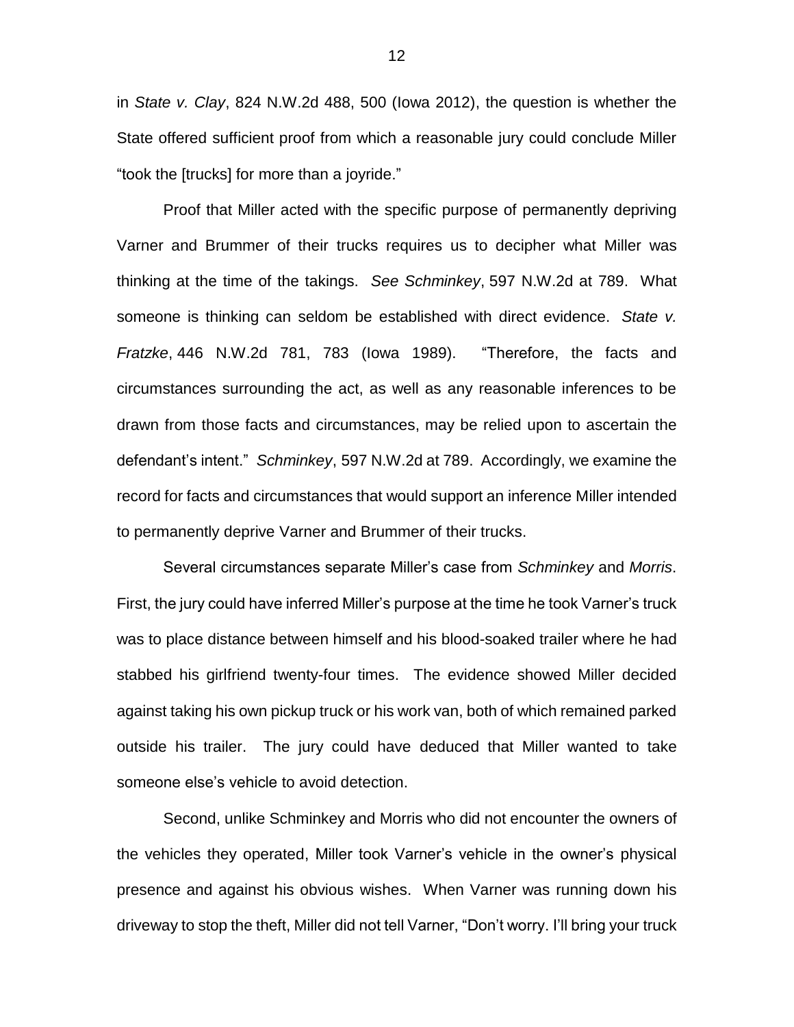in *State v. Clay*, 824 N.W.2d 488, 500 (Iowa 2012), the question is whether the State offered sufficient proof from which a reasonable jury could conclude Miller "took the [trucks] for more than a joyride."

Proof that Miller acted with the specific purpose of permanently depriving Varner and Brummer of their trucks requires us to decipher what Miller was thinking at the time of the takings. *See Schminkey*, 597 N.W.2d at 789. What someone is thinking can seldom be established with direct evidence. *State v. Fratzke*, 446 N.W.2d 781, 783 (Iowa 1989). "Therefore, the facts and circumstances surrounding the act, as well as any reasonable inferences to be drawn from those facts and circumstances, may be relied upon to ascertain the defendant's intent." *Schminkey*, 597 N.W.2d at 789. Accordingly, we examine the record for facts and circumstances that would support an inference Miller intended to permanently deprive Varner and Brummer of their trucks.

Several circumstances separate Miller's case from *Schminkey* and *Morris*. First, the jury could have inferred Miller's purpose at the time he took Varner's truck was to place distance between himself and his blood-soaked trailer where he had stabbed his girlfriend twenty-four times. The evidence showed Miller decided against taking his own pickup truck or his work van, both of which remained parked outside his trailer. The jury could have deduced that Miller wanted to take someone else's vehicle to avoid detection.

Second, unlike Schminkey and Morris who did not encounter the owners of the vehicles they operated, Miller took Varner's vehicle in the owner's physical presence and against his obvious wishes. When Varner was running down his driveway to stop the theft, Miller did not tell Varner, "Don't worry. I'll bring your truck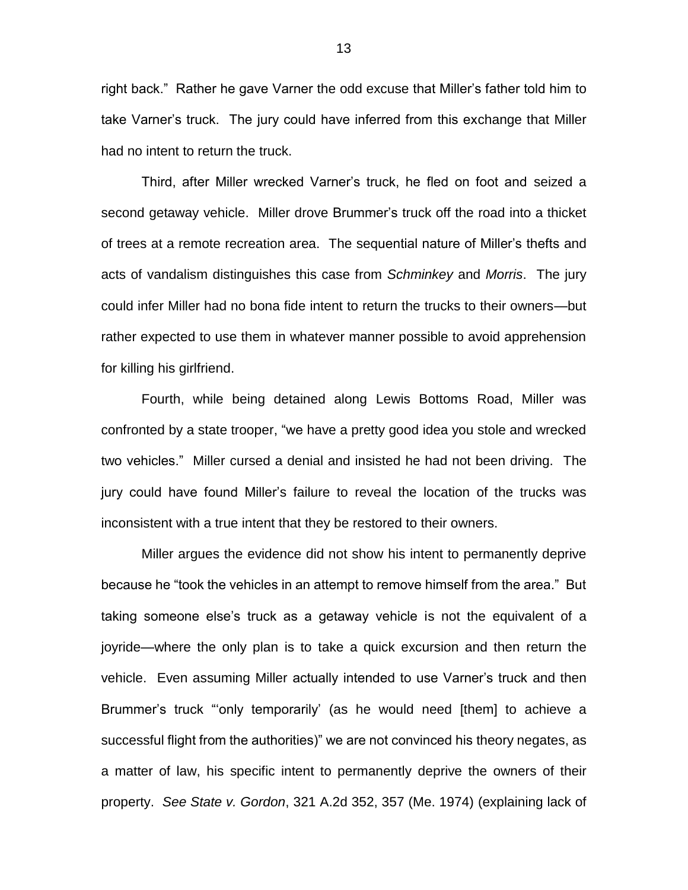right back." Rather he gave Varner the odd excuse that Miller's father told him to take Varner's truck. The jury could have inferred from this exchange that Miller had no intent to return the truck.

Third, after Miller wrecked Varner's truck, he fled on foot and seized a second getaway vehicle. Miller drove Brummer's truck off the road into a thicket of trees at a remote recreation area. The sequential nature of Miller's thefts and acts of vandalism distinguishes this case from *Schminkey* and *Morris*. The jury could infer Miller had no bona fide intent to return the trucks to their owners—but rather expected to use them in whatever manner possible to avoid apprehension for killing his girlfriend.

Fourth, while being detained along Lewis Bottoms Road, Miller was confronted by a state trooper, "we have a pretty good idea you stole and wrecked two vehicles." Miller cursed a denial and insisted he had not been driving. The jury could have found Miller's failure to reveal the location of the trucks was inconsistent with a true intent that they be restored to their owners.

Miller argues the evidence did not show his intent to permanently deprive because he "took the vehicles in an attempt to remove himself from the area." But taking someone else's truck as a getaway vehicle is not the equivalent of a joyride—where the only plan is to take a quick excursion and then return the vehicle. Even assuming Miller actually intended to use Varner's truck and then Brummer's truck "'only temporarily' (as he would need [them] to achieve a successful flight from the authorities)" we are not convinced his theory negates, as a matter of law, his specific intent to permanently deprive the owners of their property. *See State v. Gordon*, 321 A.2d 352, 357 (Me. 1974) (explaining lack of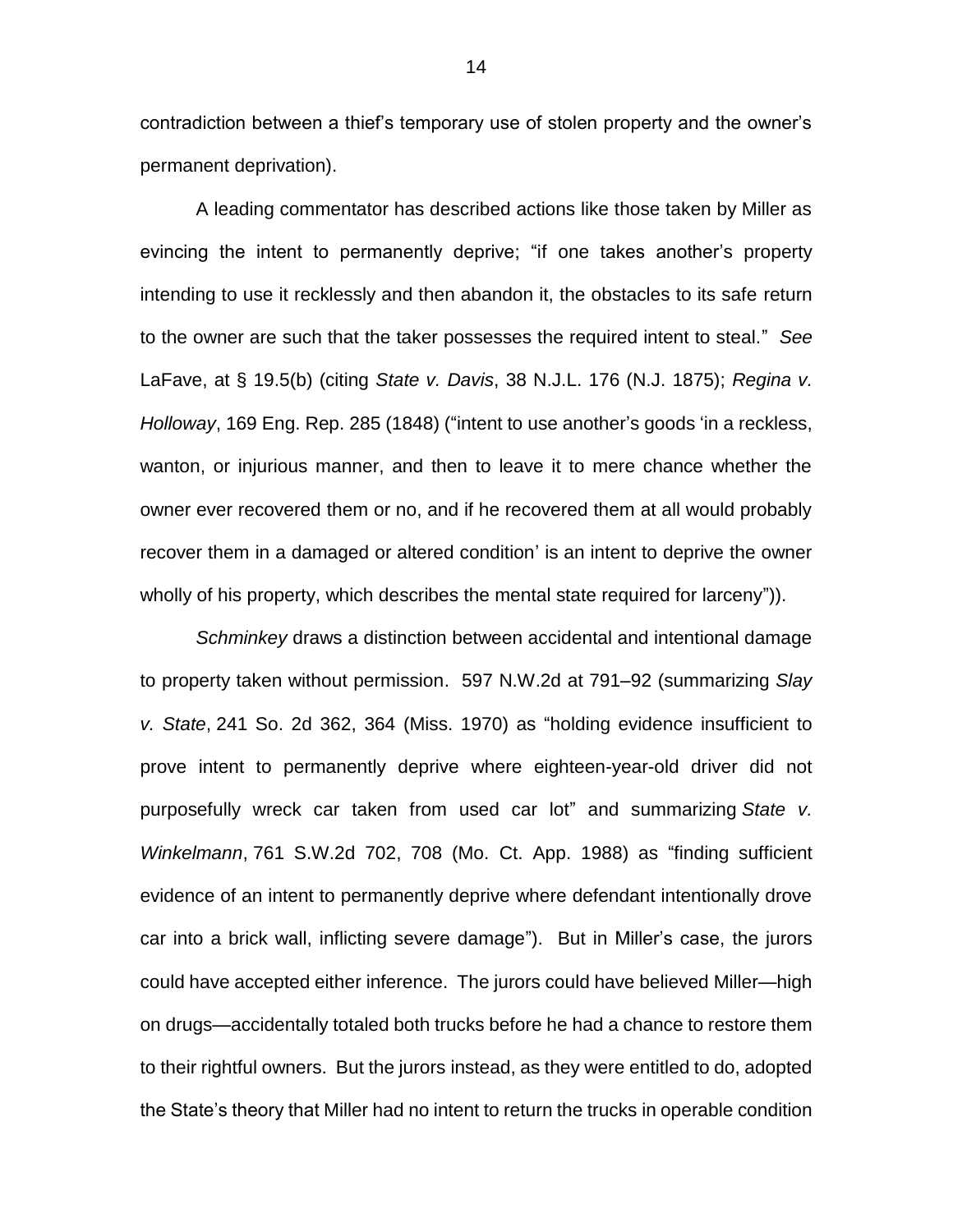contradiction between a thief's temporary use of stolen property and the owner's permanent deprivation).

A leading commentator has described actions like those taken by Miller as evincing the intent to permanently deprive; "if one takes another's property intending to use it recklessly and then abandon it, the obstacles to its safe return to the owner are such that the taker possesses the required intent to steal." *See* LaFave, at § 19.5(b) (citing *State v. Davis*, 38 N.J.L. 176 (N.J. 1875); *Regina v. Holloway*, 169 Eng. Rep. 285 (1848) ("intent to use another's goods 'in a reckless, wanton, or injurious manner, and then to leave it to mere chance whether the owner ever recovered them or no, and if he recovered them at all would probably recover them in a damaged or altered condition' is an intent to deprive the owner wholly of his property, which describes the mental state required for larceny")).

*Schminkey* draws a distinction between accidental and intentional damage to property taken without permission. 597 N.W.2d at 791–92 (summarizing *Slay v. State*, 241 So. 2d 362, 364 (Miss. 1970) as "holding evidence insufficient to prove intent to permanently deprive where eighteen-year-old driver did not purposefully wreck car taken from used car lot" and summarizing *State v. Winkelmann*, 761 S.W.2d 702, 708 (Mo. Ct. App. 1988) as "finding sufficient evidence of an intent to permanently deprive where defendant intentionally drove car into a brick wall, inflicting severe damage"). But in Miller's case, the jurors could have accepted either inference. The jurors could have believed Miller—high on drugs—accidentally totaled both trucks before he had a chance to restore them to their rightful owners. But the jurors instead, as they were entitled to do, adopted the State's theory that Miller had no intent to return the trucks in operable condition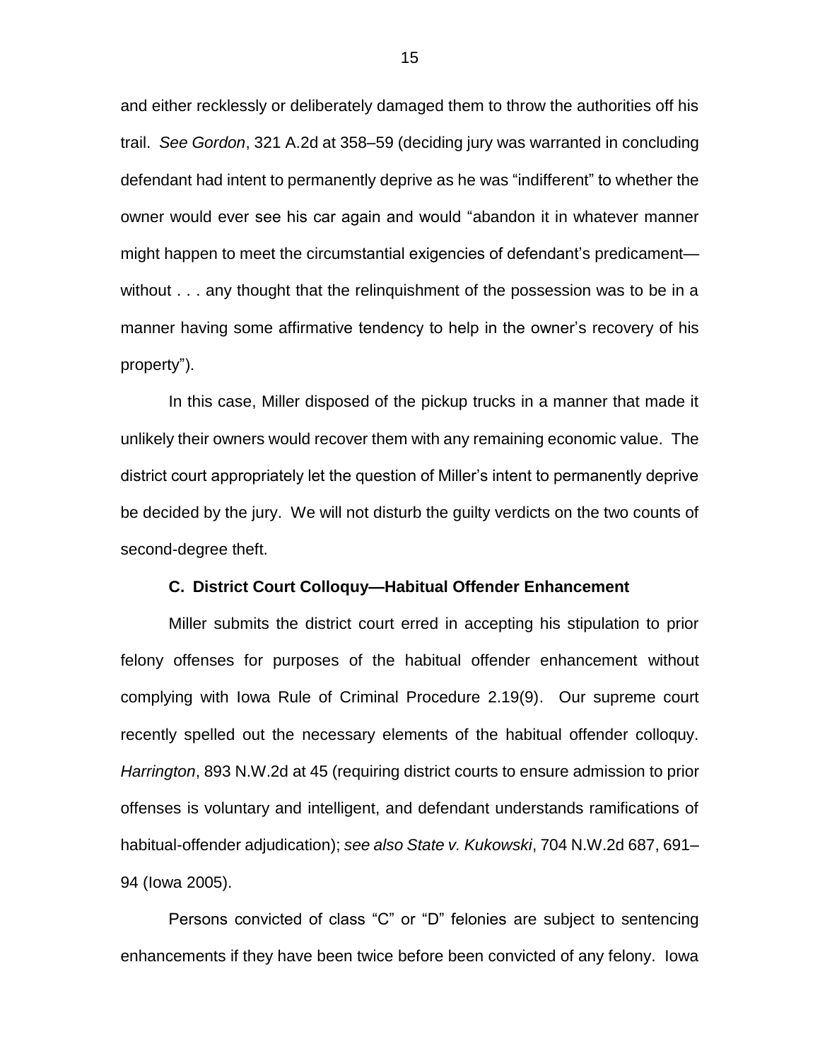and either recklessly or deliberately damaged them to throw the authorities off his trail. *See Gordon*, 321 A.2d at 358–59 (deciding jury was warranted in concluding defendant had intent to permanently deprive as he was "indifferent" to whether the owner would ever see his car again and would "abandon it in whatever manner might happen to meet the circumstantial exigencies of defendant's predicament—without . . . any thought that the relinquishment of the possession was to be in a manner having some affirmative tendency to help in the owner's recovery of his property").

In this case, Miller disposed of the pickup trucks in a manner that made it unlikely their owners would recover them with any remaining economic value. The district court appropriately let the question of Miller's intent to permanently deprive be decided by the jury. We will not disturb the guilty verdicts on the two counts of second-degree theft.

### C. District Court Colloquy—Habitual Offender Enhancement

Miller submits the district court erred in accepting his stipulation to prior felony offenses for purposes of the habitual offender enhancement without complying with Iowa Rule of Criminal Procedure 2.19(9). Our supreme court recently spelled out the necessary elements of the habitual offender colloquy. *Harrington*, 893 N.W.2d at 45 (requiring district courts to ensure admission to prior offenses is voluntary and intelligent, and defendant understands ramifications of habitual-offender adjudication); *see also State v. Kukowski*, 704 N.W.2d 687, 691–94 (Iowa 2005).

Persons convicted of class "C" or "D" felonies are subject to sentencing enhancements if they have been twice before been convicted of any felony. Iowa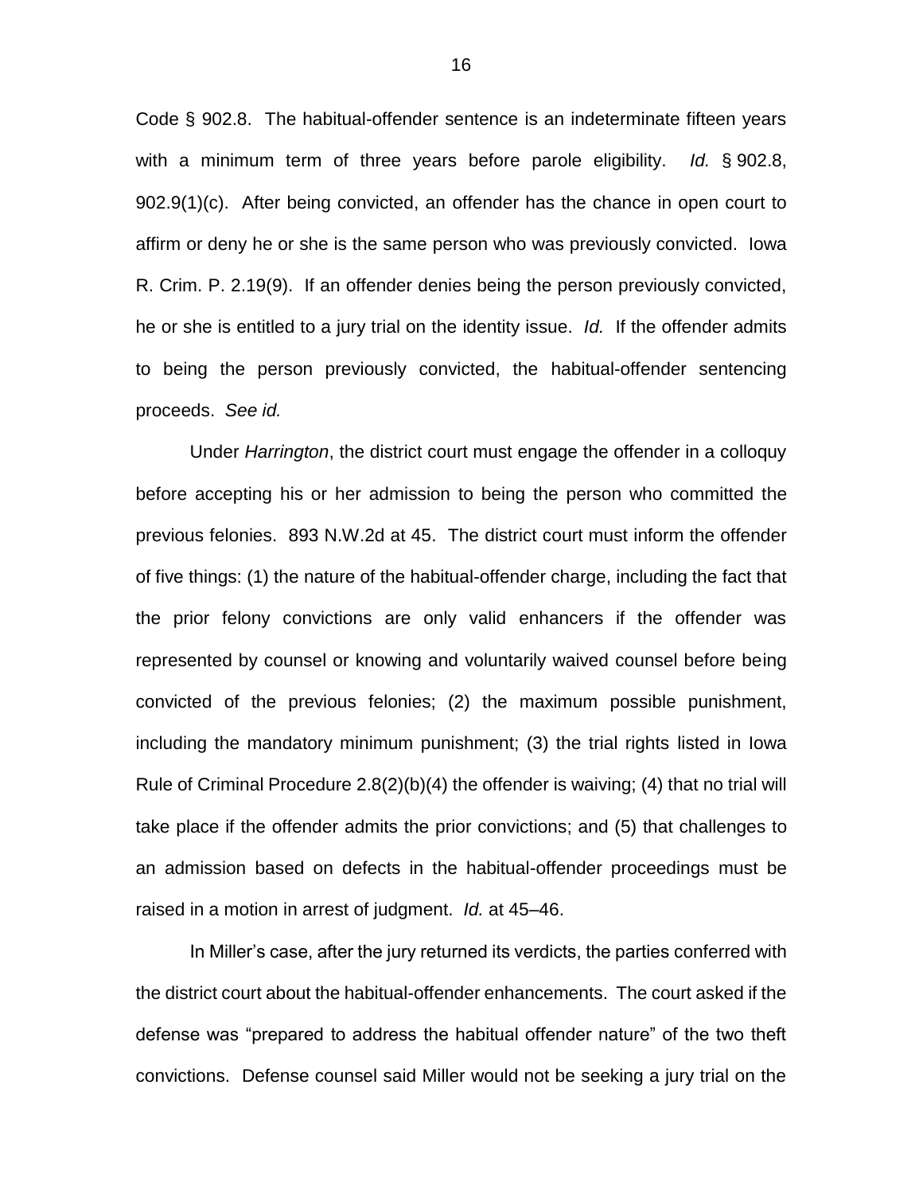Code § 902.8. The habitual-offender sentence is an indeterminate fifteen years with a minimum term of three years before parole eligibility. *Id.* § 902.8, 902.9(1)(c). After being convicted, an offender has the chance in open court to affirm or deny he or she is the same person who was previously convicted. Iowa R. Crim. P. 2.19(9). If an offender denies being the person previously convicted, he or she is entitled to a jury trial on the identity issue. *Id.* If the offender admits to being the person previously convicted, the habitual-offender sentencing proceeds. *See id.*

Under *Harrington*, the district court must engage the offender in a colloquy before accepting his or her admission to being the person who committed the previous felonies. 893 N.W.2d at 45. The district court must inform the offender of five things: (1) the nature of the habitual-offender charge, including the fact that the prior felony convictions are only valid enhancers if the offender was represented by counsel or knowing and voluntarily waived counsel before being convicted of the previous felonies; (2) the maximum possible punishment, including the mandatory minimum punishment; (3) the trial rights listed in Iowa Rule of Criminal Procedure 2.8(2)(b)(4) the offender is waiving; (4) that no trial will take place if the offender admits the prior convictions; and (5) that challenges to an admission based on defects in the habitual-offender proceedings must be raised in a motion in arrest of judgment. *Id.* at 45–46.

In Miller's case, after the jury returned its verdicts, the parties conferred with the district court about the habitual-offender enhancements. The court asked if the defense was "prepared to address the habitual offender nature" of the two theft convictions. Defense counsel said Miller would not be seeking a jury trial on the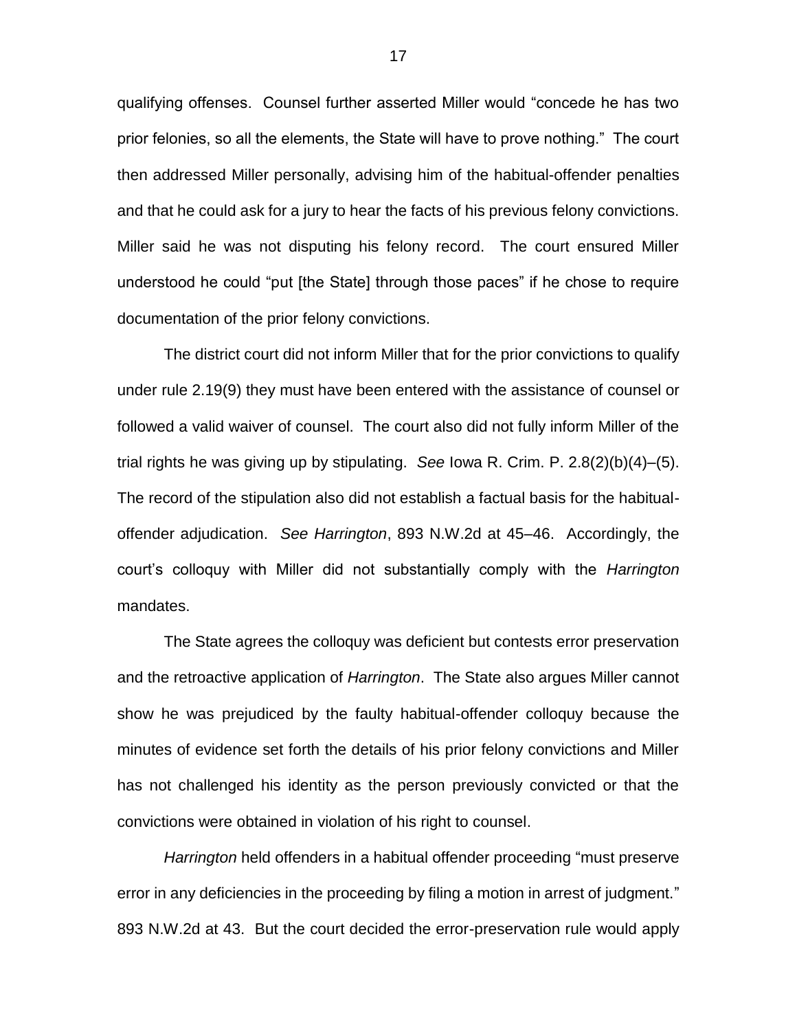qualifying offenses. Counsel further asserted Miller would "concede he has two prior felonies, so all the elements, the State will have to prove nothing." The court then addressed Miller personally, advising him of the habitual-offender penalties and that he could ask for a jury to hear the facts of his previous felony convictions. Miller said he was not disputing his felony record. The court ensured Miller understood he could "put [the State] through those paces" if he chose to require documentation of the prior felony convictions.

The district court did not inform Miller that for the prior convictions to qualify under rule 2.19(9) they must have been entered with the assistance of counsel or followed a valid waiver of counsel. The court also did not fully inform Miller of the trial rights he was giving up by stipulating. *See* Iowa R. Crim. P. 2.8(2)(b)(4)–(5). The record of the stipulation also did not establish a factual basis for the habitual-offender adjudication. *See Harrington*, 893 N.W.2d at 45–46. Accordingly, the court's colloquy with Miller did not substantially comply with the *Harrington* mandates.

The State agrees the colloquy was deficient but contests error preservation and the retroactive application of *Harrington*. The State also argues Miller cannot show he was prejudiced by the faulty habitual-offender colloquy because the minutes of evidence set forth the details of his prior felony convictions and Miller has not challenged his identity as the person previously convicted or that the convictions were obtained in violation of his right to counsel.

*Harrington* held offenders in a habitual offender proceeding "must preserve error in any deficiencies in the proceeding by filing a motion in arrest of judgment." 893 N.W.2d at 43. But the court decided the error-preservation rule would apply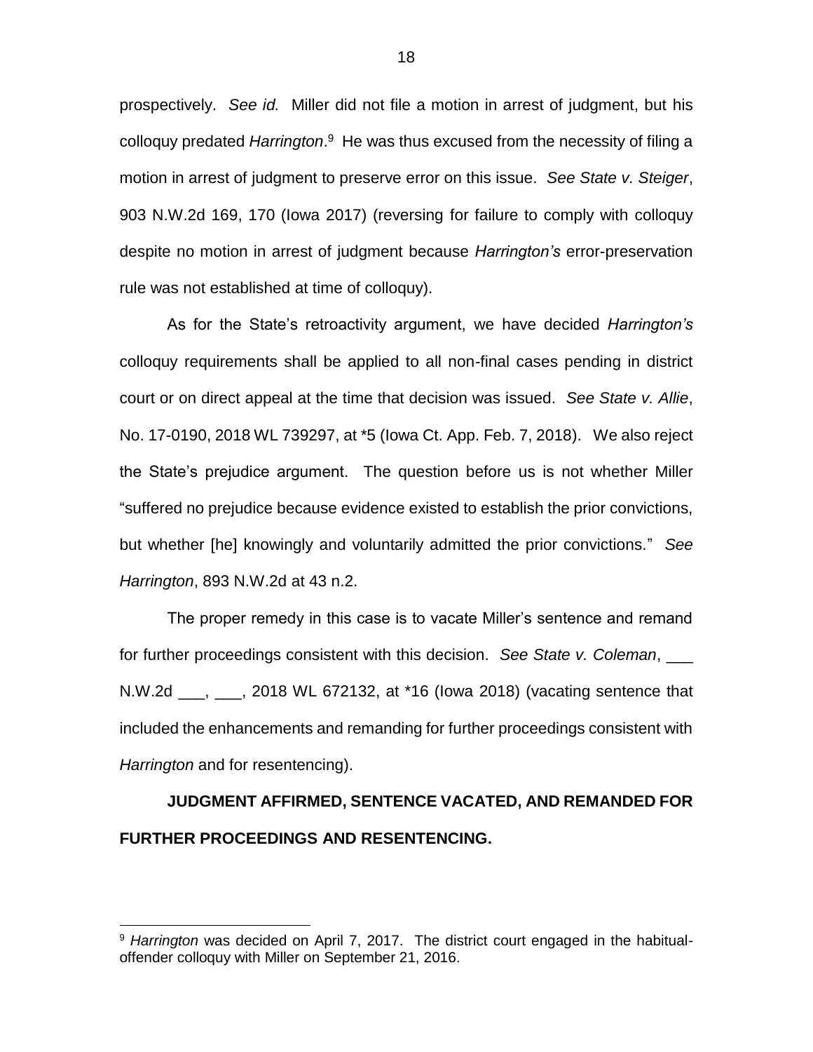prospectively. *See id.* Miller did not file a motion in arrest of judgment, but his colloquy predated *Harrington*.[9] He was thus excused from the necessity of filing a motion in arrest of judgment to preserve error on this issue. *See State v. Steiger*, 903 N.W.2d 169, 170 (Iowa 2017) (reversing for failure to comply with colloquy despite no motion in arrest of judgment because *Harrington's* error-preservation rule was not established at time of colloquy).

As for the State's retroactivity argument, we have decided *Harrington's* colloquy requirements shall be applied to all non-final cases pending in district court or on direct appeal at the time that decision was issued. *See State v. Allie*, No. 17-0190, 2018 WL 739297, at *5 (Iowa Ct. App. Feb. 7, 2018). We also reject the State's prejudice argument. The question before us is not whether Miller "suffered no prejudice because evidence existed to establish the prior convictions, but whether [he] knowingly and voluntarily admitted the prior convictions." *See Harrington*, 893 N.W.2d at 43 n.2.

The proper remedy in this case is to vacate Miller's sentence and remand for further proceedings consistent with this decision. *See State v. Coleman*, ___ N.W.2d ___, ___, 2018 WL 672132, at *16 (Iowa 2018) (vacating sentence that included the enhancements and remanding for further proceedings consistent with *Harrington* and for resentencing).

**JUDGMENT AFFIRMED, SENTENCE VACATED, AND REMANDED FOR FURTHER PROCEEDINGS AND RESENTENCING.**

---

[9] *Harrington* was decided on April 7, 2017. The district court engaged in the habitual-offender colloquy with Miller on September 21, 2016.